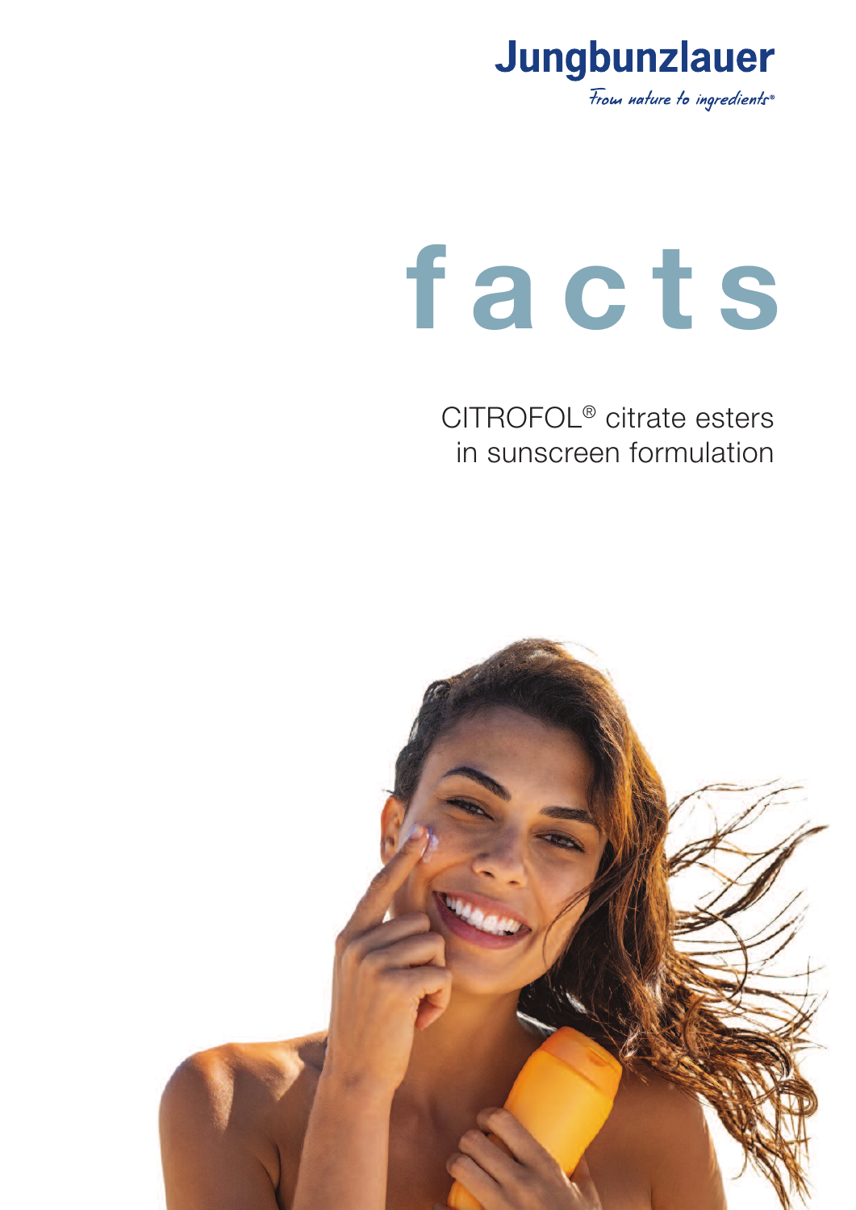Jungbunzlauer

*From nature to ingredients®*

# facts

CITROFOL® citrate esters in sunscreen formulation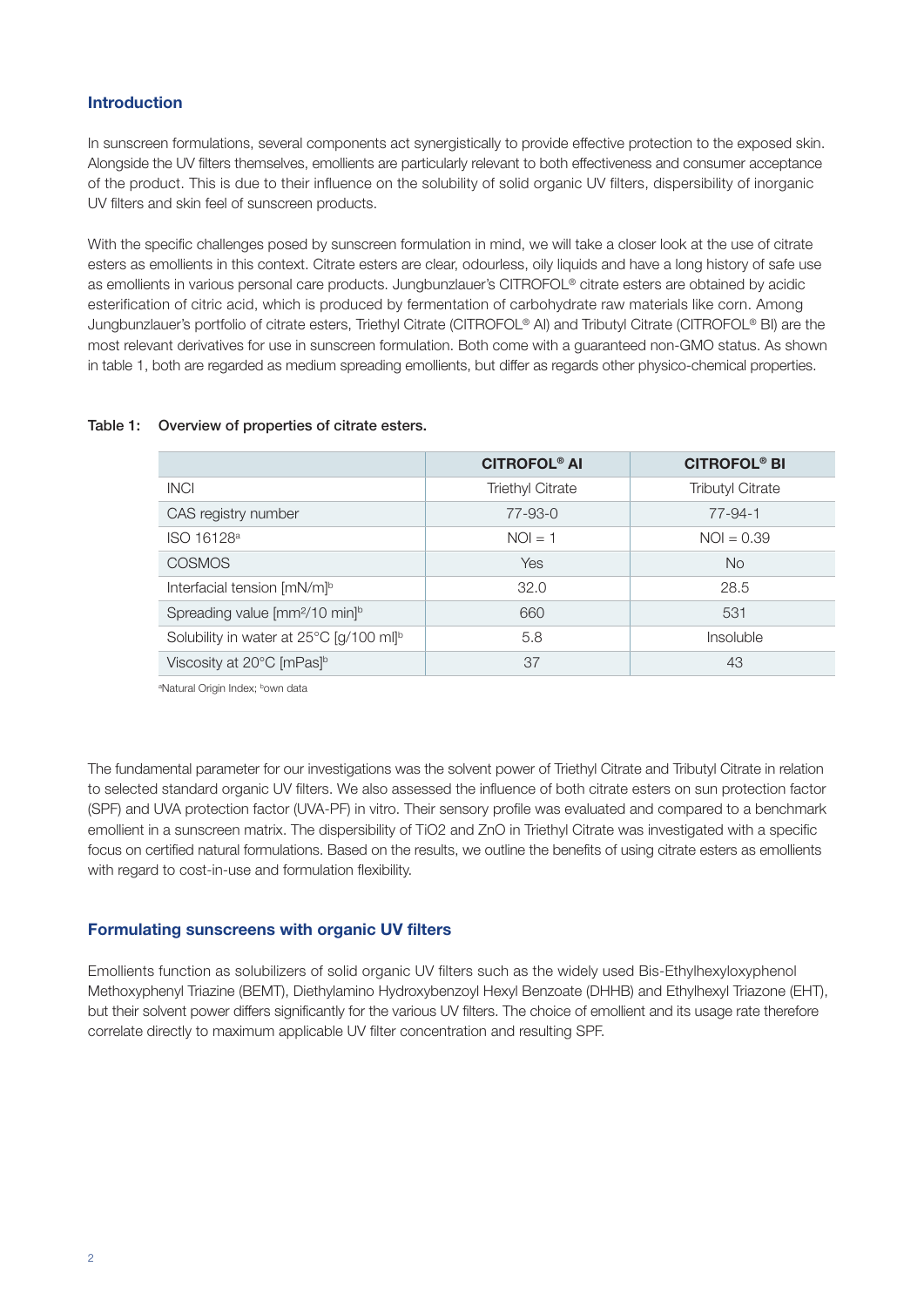## Introduction

In sunscreen formulations, several components act synergistically to provide effective protection to the exposed skin. Alongside the UV filters themselves, emollients are particularly relevant to both effectiveness and consumer acceptance of the product. This is due to their influence on the solubility of solid organic UV filters, dispersibility of inorganic UV filters and skin feel of sunscreen products.

With the specific challenges posed by sunscreen formulation in mind, we will take a closer look at the use of citrate esters as emollients in this context. Citrate esters are clear, odourless, oily liquids and have a long history of safe use as emollients in various personal care products. Jungbunzlauer's CITROFOL® citrate esters are obtained by acidic esterification of citric acid, which is produced by fermentation of carbohydrate raw materials like corn. Among Jungbunzlauer's portfolio of citrate esters, Triethyl Citrate (CITROFOL® AI) and Tributyl Citrate (CITROFOL® BI) are the most relevant derivatives for use in sunscreen formulation. Both come with a guaranteed non-GMO status. As shown in table 1, both are regarded as medium spreading emollients, but differ as regards other physico-chemical properties.

Table 1: Overview of properties of citrate esters.

| | CITROFOL® AI | CITROFOL® BI |
|---|---|---|
| INCI | Triethyl Citrate | Tributyl Citrate |
| CAS registry number | 77-93-0 | 77-94-1 |
| ISO 16128[a] | NOI = 1 | NOI = 0.39 |
| COSMOS | Yes | No |
| Interfacial tension [mN/m][b] | 32.0 | 28.5 |
| Spreading value [mm²/10 min][b] | 660 | 531 |
| Solubility in water at 25°C [g/100 ml][b] | 5.8 | Insoluble |
| Viscosity at 20°C [mPas][b] | 37 | 43 |

[a]Natural Origin Index; [b]own data

The fundamental parameter for our investigations was the solvent power of Triethyl Citrate and Tributyl Citrate in relation to selected standard organic UV filters. We also assessed the influence of both citrate esters on sun protection factor (SPF) and UVA protection factor (UVA-PF) in vitro. Their sensory profile was evaluated and compared to a benchmark emollient in a sunscreen matrix. The dispersibility of $TiO_2$ and ZnO in Triethyl Citrate was investigated with a specific focus on certified natural formulations. Based on the results, we outline the benefits of using citrate esters as emollients with regard to cost-in-use and formulation flexibility.

## Formulating sunscreens with organic UV filters

Emollients function as solubilizers of solid organic UV filters such as the widely used Bis-Ethylhexyloxyphenol Methoxyphenyl Triazine (BEMT), Diethylamino Hydroxybenzoyl Hexyl Benzoate (DHHB) and Ethylhexyl Triazone (EHT), but their solvent power differs significantly for the various UV filters. The choice of emollient and its usage rate therefore correlate directly to maximum applicable UV filter concentration and resulting SPF.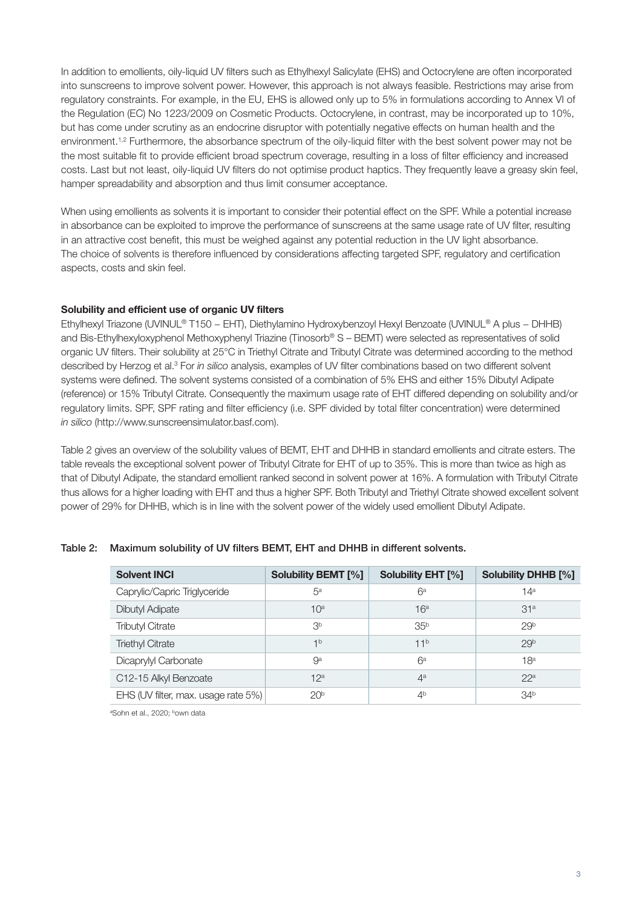In addition to emollients, oily-liquid UV filters such as Ethylhexyl Salicylate (EHS) and Octocrylene are often incorporated into sunscreens to improve solvent power. However, this approach is not always feasible. Restrictions may arise from regulatory constraints. For example, in the EU, EHS is allowed only up to 5% in formulations according to Annex VI of the Regulation (EC) No 1223/2009 on Cosmetic Products. Octocrylene, in contrast, may be incorporated up to 10%, but has come under scrutiny as an endocrine disruptor with potentially negative effects on human health and the environment.[1,2] Furthermore, the absorbance spectrum of the oily-liquid filter with the best solvent power may not be the most suitable fit to provide efficient broad spectrum coverage, resulting in a loss of filter efficiency and increased costs. Last but not least, oily-liquid UV filters do not optimise product haptics. They frequently leave a greasy skin feel, hamper spreadability and absorption and thus limit consumer acceptance.

When using emollients as solvents it is important to consider their potential effect on the SPF. While a potential increase in absorbance can be exploited to improve the performance of sunscreens at the same usage rate of UV filter, resulting in an attractive cost benefit, this must be weighed against any potential reduction in the UV light absorbance. The choice of solvents is therefore influenced by considerations affecting targeted SPF, regulatory and certification aspects, costs and skin feel.

**Solubility and efficient use of organic UV filters**

Ethylhexyl Triazone (UVINUL® T150 – EHT), Diethylamino Hydroxybenzoyl Hexyl Benzoate (UVINUL® A plus – DHHB) and Bis-Ethylhexyloxyphenol Methoxyphenyl Triazine (Tinosorb® S – BEMT) were selected as representatives of solid organic UV filters. Their solubility at 25°C in Triethyl Citrate and Tributyl Citrate was determined according to the method described by Herzog et al.[3] For *in silico* analysis, examples of UV filter combinations based on two different solvent systems were defined. The solvent systems consisted of a combination of 5% EHS and either 15% Dibutyl Adipate (reference) or 15% Tributyl Citrate. Consequently the maximum usage rate of EHT differed depending on solubility and/or regulatory limits. SPF, SPF rating and filter efficiency (i.e. SPF divided by total filter concentration) were determined *in silico* (http://www.sunscreensimulator.basf.com).

Table 2 gives an overview of the solubility values of BEMT, EHT and DHHB in standard emollients and citrate esters. The table reveals the exceptional solvent power of Tributyl Citrate for EHT of up to 35%. This is more than twice as high as that of Dibutyl Adipate, the standard emollient ranked second in solvent power at 16%. A formulation with Tributyl Citrate thus allows for a higher loading with EHT and thus a higher SPF. Both Tributyl and Triethyl Citrate showed excellent solvent power of 29% for DHHB, which is in line with the solvent power of the widely used emollient Dibutyl Adipate.

**Table 2: Maximum solubility of UV filters BEMT, EHT and DHHB in different solvents.**

| Solvent INCI | Solubility BEMT [%] | Solubility EHT [%] | Solubility DHHB [%] |
|---|---|---|---|
| Caprylic/Capric Triglyceride | 5[a] | 6[a] | 14[a] |
| Dibutyl Adipate | 10[a] | 16[a] | 31[a] |
| Tributyl Citrate | 3[b] | 35[b] | 29[b] |
| Triethyl Citrate | 1[b] | 11[b] | 29[b] |
| Dicaprylyl Carbonate | 9[a] | 6[a] | 18[a] |
| C12-15 Alkyl Benzoate | 12[a] | 4[a] | 22[a] |
| EHS (UV filter, max. usage rate 5%) | 20[b] | 4[b] | 34[b] |

[a]Sohn et al., 2020; [b]own data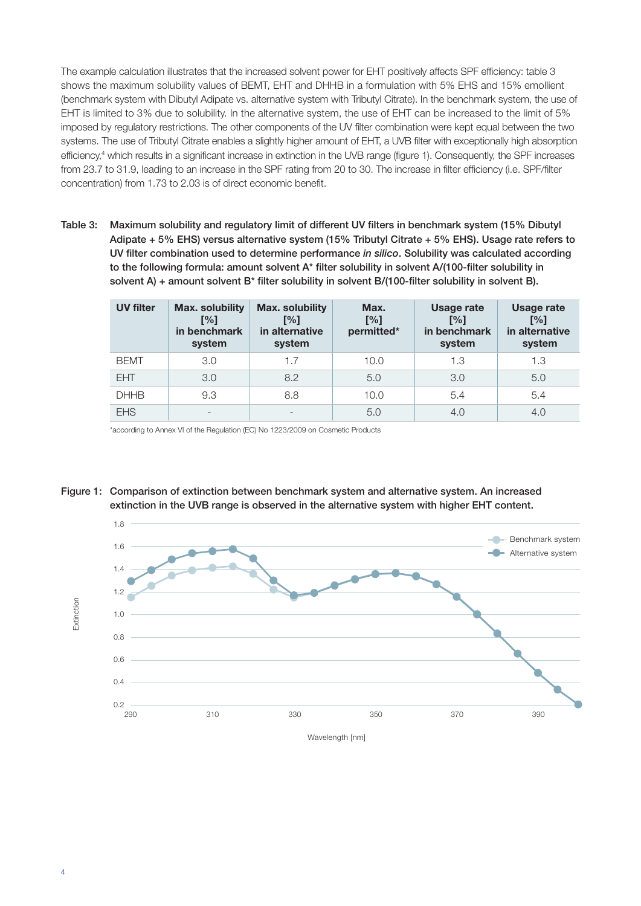The example calculation illustrates that the increased solvent power for EHT positively affects SPF efficiency: table 3 shows the maximum solubility values of BEMT, EHT and DHHB in a formulation with 5% EHS and 15% emollient (benchmark system with Dibutyl Adipate vs. alternative system with Tributyl Citrate). In the benchmark system, the use of EHT is limited to 3% due to solubility. In the alternative system, the use of EHT can be increased to the limit of 5% imposed by regulatory restrictions. The other components of the UV filter combination were kept equal between the two systems. The use of Tributyl Citrate enables a slightly higher amount of EHT, a UVB filter with exceptionally high absorption efficiency,[4] which results in a significant increase in extinction in the UVB range (figure 1). Consequently, the SPF increases from 23.7 to 31.9, leading to an increase in the SPF rating from 20 to 30. The increase in filter efficiency (i.e. SPF/filter concentration) from 1.73 to 2.03 is of direct economic benefit.

**Table 3: Maximum solubility and regulatory limit of different UV filters in benchmark system (15% Dibutyl Adipate + 5% EHS) versus alternative system (15% Tributyl Citrate + 5% EHS). Usage rate refers to UV filter combination used to determine performance *in silico*. Solubility was calculated according to the following formula: amount solvent A* filter solubility in solvent A/(100-filter solubility in solvent A) + amount solvent B* filter solubility in solvent B/(100-filter solubility in solvent B).**

| UV filter | Max. solubility [%] in benchmark system | Max. solubility [%] in alternative system | Max. [%] permitted* | Usage rate [%] in benchmark system | Usage rate [%] in alternative system |
|---|---|---|---|---|---|
| BEMT | 3.0 | 1.7 | 10.0 | 1.3 | 1.3 |
| EHT | 3.0 | 8.2 | 5.0 | 3.0 | 5.0 |
| DHHB | 9.3 | 8.8 | 10.0 | 5.4 | 5.4 |
| EHS | - | - | 5.0 | 4.0 | 4.0 |

*according to Annex VI of the Regulation (EC) No 1223/2009 on Cosmetic Products

**Figure 1: Comparison of extinction between benchmark system and alternative system. An increased extinction in the UVB range is observed in the alternative system with higher EHT content.**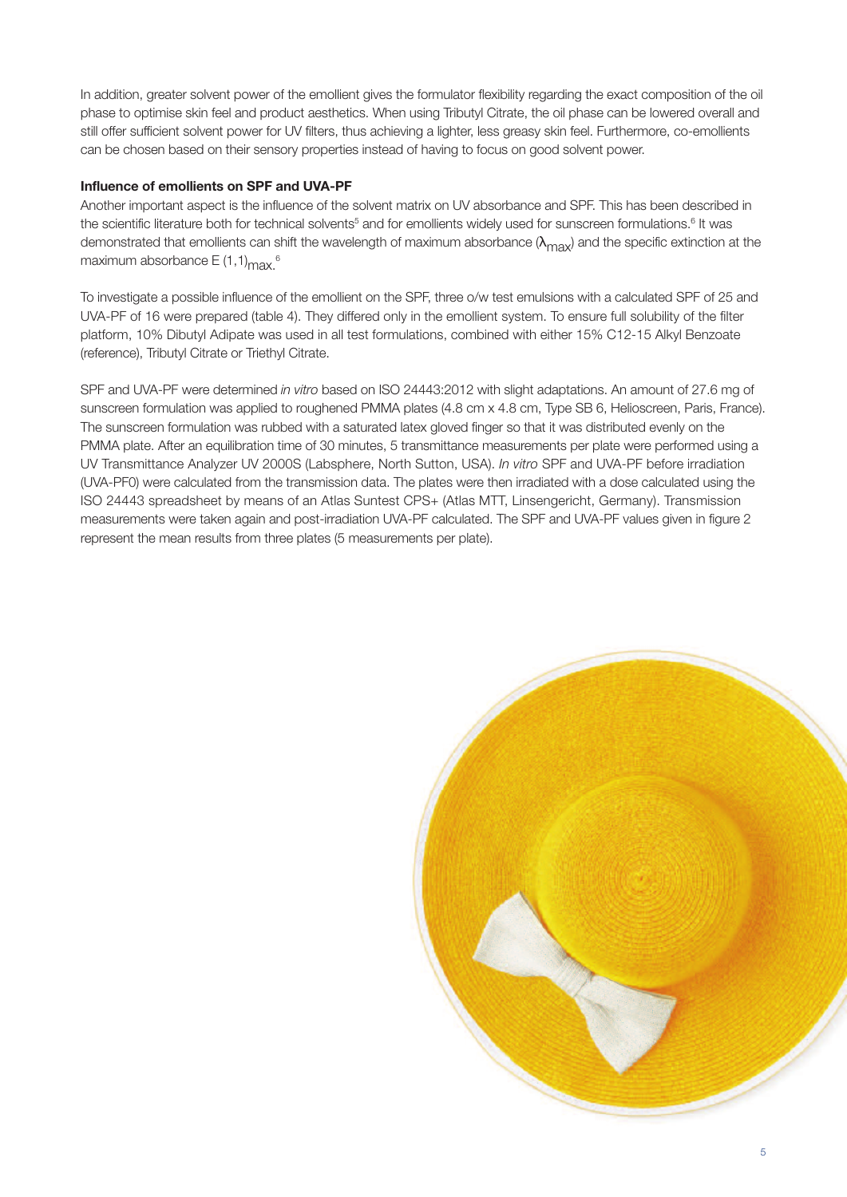In addition, greater solvent power of the emollient gives the formulator flexibility regarding the exact composition of the oil phase to optimise skin feel and product aesthetics. When using Tributyl Citrate, the oil phase can be lowered overall and still offer sufficient solvent power for UV filters, thus achieving a lighter, less greasy skin feel. Furthermore, co-emollients can be chosen based on their sensory properties instead of having to focus on good solvent power.

**Influence of emollients on SPF and UVA-PF**

Another important aspect is the influence of the solvent matrix on UV absorbance and SPF. This has been described in the scientific literature both for technical solvents[5] and for emollients widely used for sunscreen formulations.[6] It was demonstrated that emollients can shift the wavelength of maximum absorbance ($\lambda_{max}$) and the specific extinction at the maximum absorbance $E(1,1)_{max}$.[6]

To investigate a possible influence of the emollient on the SPF, three o/w test emulsions with a calculated SPF of 25 and UVA-PF of 16 were prepared (table 4). They differed only in the emollient system. To ensure full solubility of the filter platform, 10% Dibutyl Adipate was used in all test formulations, combined with either 15% C12-15 Alkyl Benzoate (reference), Tributyl Citrate or Triethyl Citrate.

SPF and UVA-PF were determined *in vitro* based on ISO 24443:2012 with slight adaptations. An amount of 27.6 mg of sunscreen formulation was applied to roughened PMMA plates (4.8 cm x 4.8 cm, Type SB 6, Helioscreen, Paris, France). The sunscreen formulation was rubbed with a saturated latex gloved finger so that it was distributed evenly on the PMMA plate. After an equilibration time of 30 minutes, 5 transmittance measurements per plate were performed using a UV Transmittance Analyzer UV 2000S (Labsphere, North Sutton, USA). *In vitro* SPF and UVA-PF before irradiation (UVA-PF0) were calculated from the transmission data. The plates were then irradiated with a dose calculated using the ISO 24443 spreadsheet by means of an Atlas Suntest CPS+ (Atlas MTT, Linsengericht, Germany). Transmission measurements were taken again and post-irradiation UVA-PF calculated. The SPF and UVA-PF values given in figure 2 represent the mean results from three plates (5 measurements per plate).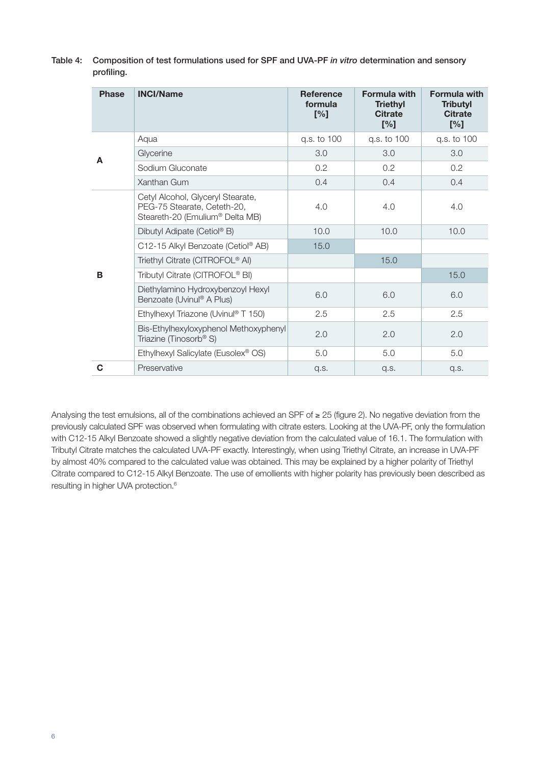Table 4: Composition of test formulations used for SPF and UVA-PF *in vitro* determination and sensory profiling.

| Phase | INCI/Name | Reference formula [%] | Formula with Triethyl Citrate [%] | Formula with Tributyl Citrate [%] |
|---|---|---|---|---|
| A | Aqua | q.s. to 100 | q.s. to 100 | q.s. to 100 |
| | Glycerine | 3.0 | 3.0 | 3.0 |
| | Sodium Gluconate | 0.2 | 0.2 | 0.2 |
| | Xanthan Gum | 0.4 | 0.4 | 0.4 |
| B | Cetyl Alcohol, Glyceryl Stearate, PEG-75 Stearate, Ceteth-20, Steareth-20 (Emulium® Delta MB) | 4.0 | 4.0 | 4.0 |
| | Dibutyl Adipate (Cetiol® B) | 10.0 | 10.0 | 10.0 |
| | C12-15 Alkyl Benzoate (Cetiol® AB) | 15.0 | | |
| | Triethyl Citrate (CITROFOL® AI) | | 15.0 | |
| | Tributyl Citrate (CITROFOL® BI) | | | 15.0 |
| | Diethylamino Hydroxybenzoyl Hexyl Benzoate (Uvinul® A Plus) | 6.0 | 6.0 | 6.0 |
| | Ethylhexyl Triazone (Uvinul® T 150) | 2.5 | 2.5 | 2.5 |
| | Bis-Ethylhexyloxyphenol Methoxyphenyl Triazine (Tinosorb® S) | 2.0 | 2.0 | 2.0 |
| | Ethylhexyl Salicylate (Eusolex® OS) | 5.0 | 5.0 | 5.0 |
| C | Preservative | q.s. | q.s. | q.s. |

Analysing the test emulsions, all of the combinations achieved an SPF of ≥ 25 (figure 2). No negative deviation from the previously calculated SPF was observed when formulating with citrate esters. Looking at the UVA-PF, only the formulation with C12-15 Alkyl Benzoate showed a slightly negative deviation from the calculated value of 16.1. The formulation with Tributyl Citrate matches the calculated UVA-PF exactly. Interestingly, when using Triethyl Citrate, an increase in UVA-PF by almost 40% compared to the calculated value was obtained. This may be explained by a higher polarity of Triethyl Citrate compared to C12-15 Alkyl Benzoate. The use of emollients with higher polarity has previously been described as resulting in higher UVA protection.[6]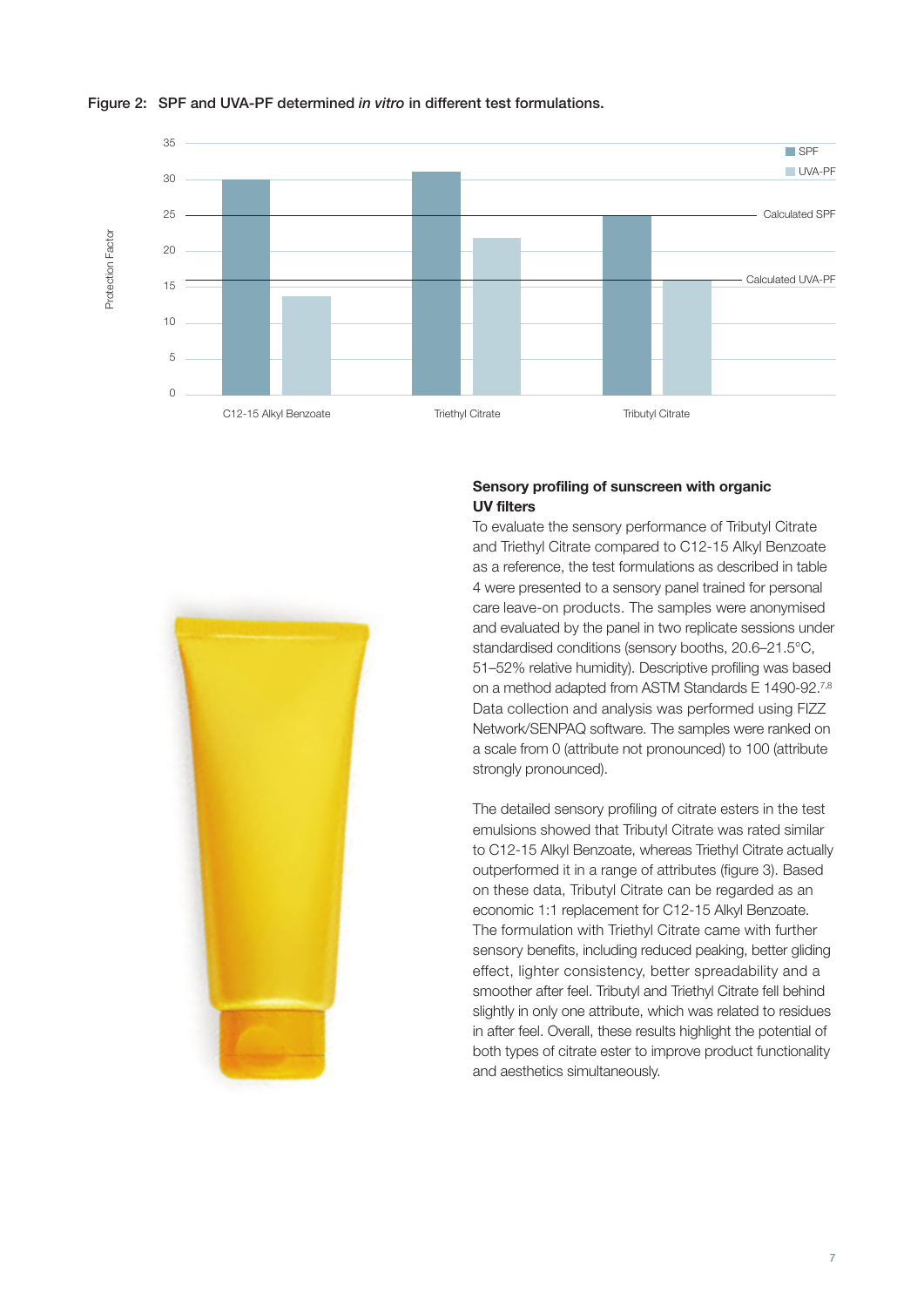Figure 2: SPF and UVA-PF determined *in vitro* in different test formulations.

## Sensory profiling of sunscreen with organic UV filters

To evaluate the sensory performance of Tributyl Citrate and Triethyl Citrate compared to C12-15 Alkyl Benzoate as a reference, the test formulations as described in table 4 were presented to a sensory panel trained for personal care leave-on products. The samples were anonymised and evaluated by the panel in two replicate sessions under standardised conditions (sensory booths, 20.6–21.5°C, 51–52% relative humidity). Descriptive profiling was based on a method adapted from ASTM Standards E 1490-92.[7,8] Data collection and analysis was performed using FIZZ Network/SENPAQ software. The samples were ranked on a scale from 0 (attribute not pronounced) to 100 (attribute strongly pronounced).

The detailed sensory profiling of citrate esters in the test emulsions showed that Tributyl Citrate was rated similar to C12-15 Alkyl Benzoate, whereas Triethyl Citrate actually outperformed it in a range of attributes (figure 3). Based on these data, Tributyl Citrate can be regarded as an economic 1:1 replacement for C12-15 Alkyl Benzoate. The formulation with Triethyl Citrate came with further sensory benefits, including reduced peaking, better gliding effect, lighter consistency, better spreadability and a smoother after feel. Tributyl and Triethyl Citrate fell behind slightly in only one attribute, which was related to residues in after feel. Overall, these results highlight the potential of both types of citrate ester to improve product functionality and aesthetics simultaneously.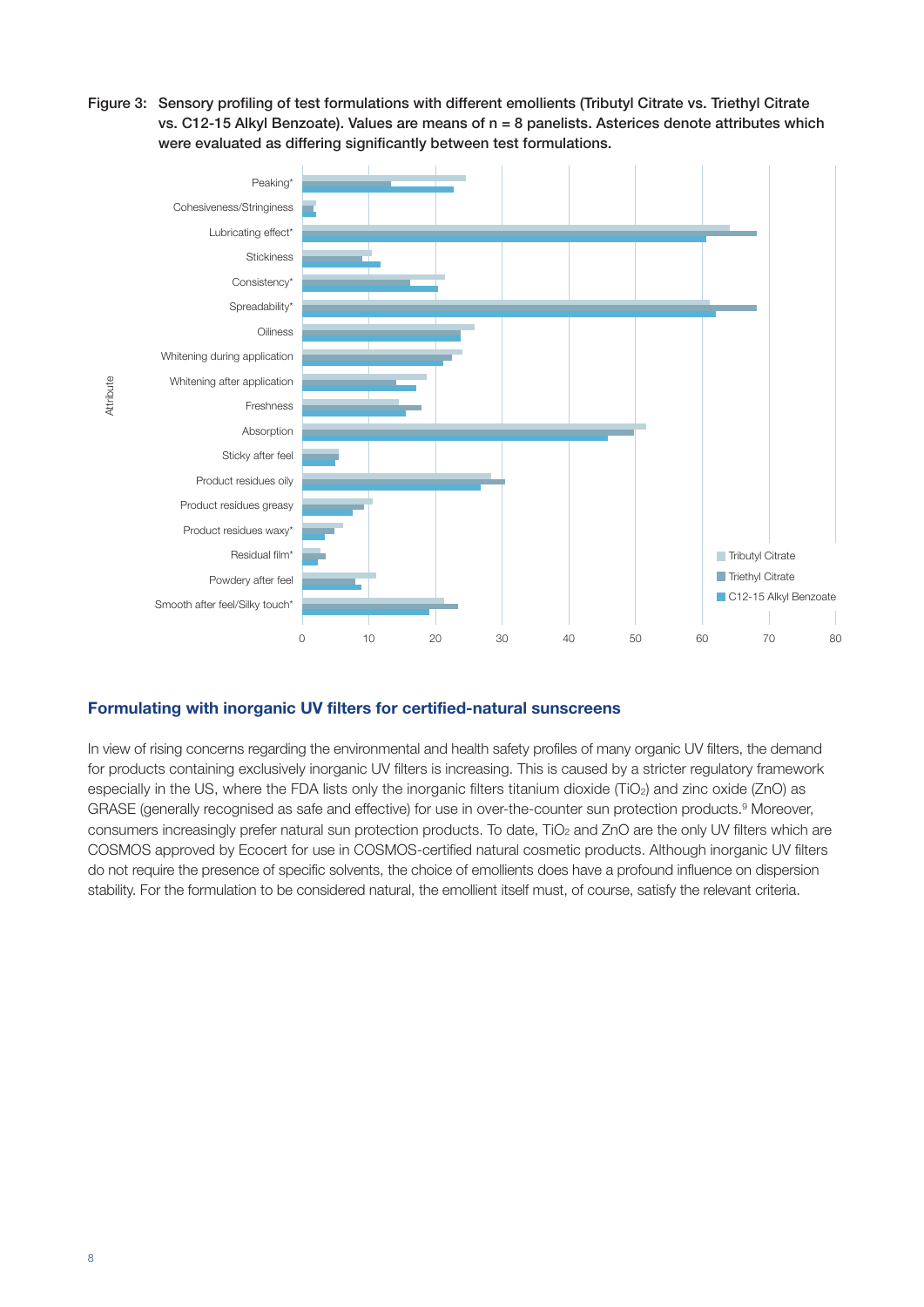Figure 3: Sensory profiling of test formulations with different emollients (Tributyl Citrate vs. Triethyl Citrate vs. C12-15 Alkyl Benzoate). Values are means of n = 8 panelists. Asterices denote attributes which were evaluated as differing significantly between test formulations.

## Formulating with inorganic UV filters for certified-natural sunscreens

In view of rising concerns regarding the environmental and health safety profiles of many organic UV filters, the demand for products containing exclusively inorganic UV filters is increasing. This is caused by a stricter regulatory framework especially in the US, where the FDA lists only the inorganic filters titanium dioxide ($TiO_2$) and zinc oxide (ZnO) as GRASE (generally recognised as safe and effective) for use in over-the-counter sun protection products.[9] Moreover, consumers increasingly prefer natural sun protection products. To date, $TiO_2$ and ZnO are the only UV filters which are COSMOS approved by Ecocert for use in COSMOS-certified natural cosmetic products. Although inorganic UV filters do not require the presence of specific solvents, the choice of emollients does have a profound influence on dispersion stability. For the formulation to be considered natural, the emollient itself must, of course, satisfy the relevant criteria.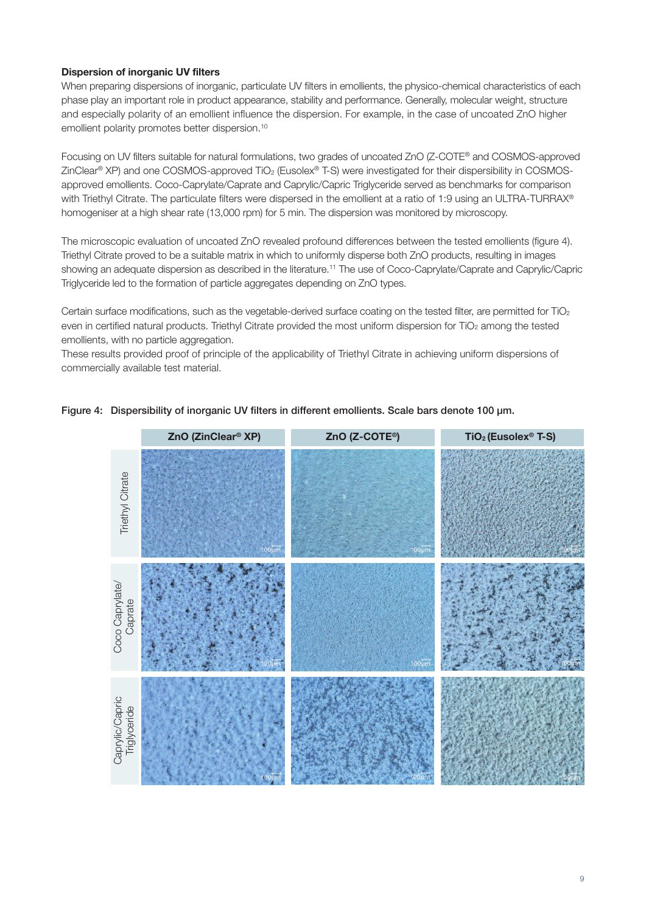### Dispersion of inorganic UV filters

When preparing dispersions of inorganic, particulate UV filters in emollients, the physico-chemical characteristics of each phase play an important role in product appearance, stability and performance. Generally, molecular weight, structure and especially polarity of an emollient influence the dispersion. For example, in the case of uncoated ZnO higher emollient polarity promotes better dispersion.[10]

Focusing on UV filters suitable for natural formulations, two grades of uncoated ZnO (Z-COTE® and COSMOS-approved ZinClear® XP) and one COSMOS-approved $TiO_2$ (Eusolex® T-S) were investigated for their dispersibility in COSMOS-approved emollients. Coco-Caprylate/Caprate and Caprylic/Capric Triglyceride served as benchmarks for comparison with Triethyl Citrate. The particulate filters were dispersed in the emollient at a ratio of 1:9 using an ULTRA-TURRAX® homogeniser at a high shear rate (13,000 rpm) for 5 min. The dispersion was monitored by microscopy.

The microscopic evaluation of uncoated ZnO revealed profound differences between the tested emollients (figure 4). Triethyl Citrate proved to be a suitable matrix in which to uniformly disperse both ZnO products, resulting in images showing an adequate dispersion as described in the literature.[11] The use of Coco-Caprylate/Caprate and Caprylic/Capric Triglyceride led to the formation of particle aggregates depending on ZnO types.

Certain surface modifications, such as the vegetable-derived surface coating on the tested filter, are permitted for $TiO_2$ even in certified natural products. Triethyl Citrate provided the most uniform dispersion for $TiO_2$ among the tested emollients, with no particle aggregation.
These results provided proof of principle of the applicability of Triethyl Citrate in achieving uniform dispersions of commercially available test material.

**Figure 4: Dispersibility of inorganic UV filters in different emollients. Scale bars denote 100 µm.**

| | ZnO (ZinClear® XP) | ZnO (Z-COTE®) | $TiO_2$ (Eusolex® T-S) |
|---|---|---|---|
| Triethyl Citrate | 100µm | 100µm | 100µm |
| Coco Caprylate/Caprate | 100µm | 100µm | 100µm |
| Caprylic/Capric Triglyceride | 100µm | 100µm | 100µm |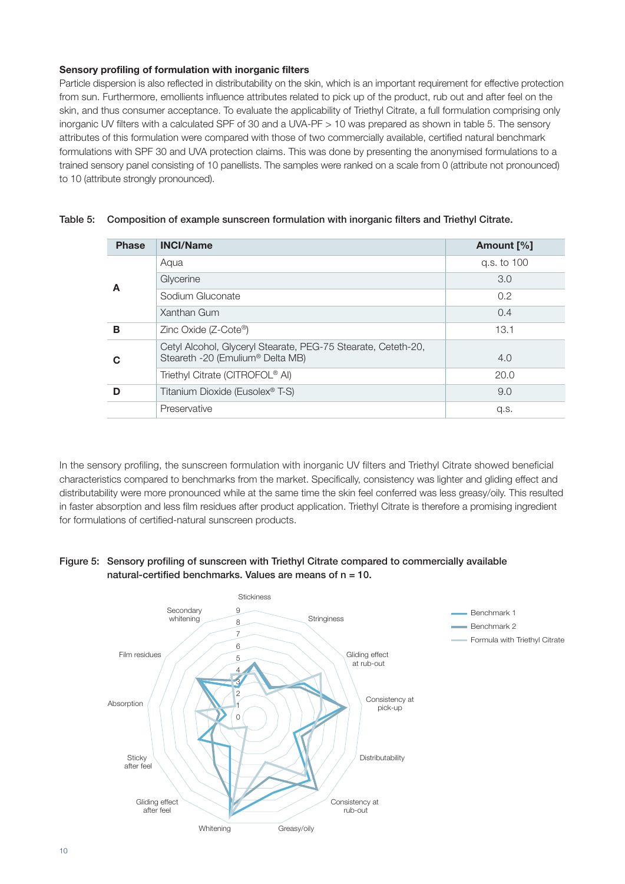### Sensory profiling of formulation with inorganic filters

Particle dispersion is also reflected in distributability on the skin, which is an important requirement for effective protection from sun. Furthermore, emollients influence attributes related to pick up of the product, rub out and after feel on the skin, and thus consumer acceptance. To evaluate the applicability of Triethyl Citrate, a full formulation comprising only inorganic UV filters with a calculated SPF of 30 and a UVA-PF > 10 was prepared as shown in table 5. The sensory attributes of this formulation were compared with those of two commercially available, certified natural benchmark formulations with SPF 30 and UVA protection claims. This was done by presenting the anonymised formulations to a trained sensory panel consisting of 10 panellists. The samples were ranked on a scale from 0 (attribute not pronounced) to 10 (attribute strongly pronounced).

**Table 5: Composition of example sunscreen formulation with inorganic filters and Triethyl Citrate.**

| Phase | INCI/Name | Amount [%] |
|---|---|---|
| A | Aqua | q.s. to 100 |
| | Glycerine | 3.0 |
| | Sodium Gluconate | 0.2 |
| | Xanthan Gum | 0.4 |
| B | Zinc Oxide (Z-Cote®) | 13.1 |
| C | Cetyl Alcohol, Glyceryl Stearate, PEG-75 Stearate, Ceteth-20, Steareth -20 (Emulium® Delta MB) | 4.0 |
| | Triethyl Citrate (CITROFOL® AI) | 20.0 |
| D | Titanium Dioxide (Eusolex® T-S) | 9.0 |
| | Preservative | q.s. |

In the sensory profiling, the sunscreen formulation with inorganic UV filters and Triethyl Citrate showed beneficial characteristics compared to benchmarks from the market. Specifically, consistency was lighter and gliding effect and distributability were more pronounced while at the same time the skin feel conferred was less greasy/oily. This resulted in faster absorption and less film residues after product application. Triethyl Citrate is therefore a promising ingredient for formulations of certified-natural sunscreen products.

**Figure 5: Sensory profiling of sunscreen with Triethyl Citrate compared to commercially available natural-certified benchmarks. Values are means of n = 10.**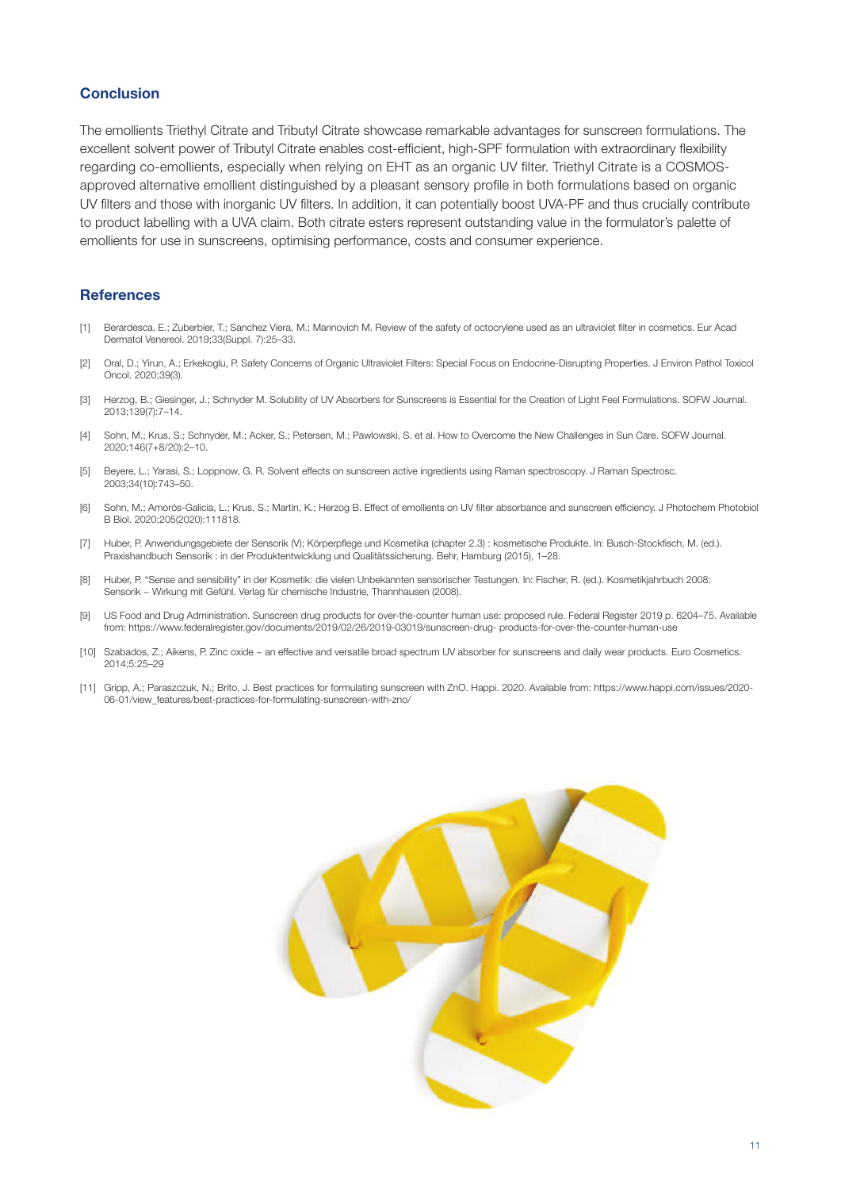## Conclusion

The emollients Triethyl Citrate and Tributyl Citrate showcase remarkable advantages for sunscreen formulations. The excellent solvent power of Tributyl Citrate enables cost-efficient, high-SPF formulation with extraordinary flexibility regarding co-emollients, especially when relying on EHT as an organic UV filter. Triethyl Citrate is a COSMOS-approved alternative emollient distinguished by a pleasant sensory profile in both formulations based on organic UV filters and those with inorganic UV filters. In addition, it can potentially boost UVA-PF and thus crucially contribute to product labelling with a UVA claim. Both citrate esters represent outstanding value in the formulator's palette of emollients for use in sunscreens, optimising performance, costs and consumer experience.

## References

[1] Berardesca, E.; Zuberbier, T.; Sanchez Viera, M.; Marinovich M. Review of the safety of octocrylene used as an ultraviolet filter in cosmetics. Eur Acad Dermatol Venereol. 2019;33(Suppl. 7):25–33.

[2] Oral, D.; Yirun, A.; Erkekoglu, P. Safety Concerns of Organic Ultraviolet Filters: Special Focus on Endocrine-Disrupting Properties. J Environ Pathol Toxicol Oncol. 2020;39(3).

[3] Herzog, B.; Giesinger, J.; Schnyder M. Solubility of UV Absorbers for Sunscreens is Essential for the Creation of Light Feel Formulations. SOFW Journal. 2013;139(7):7–14.

[4] Sohn, M.; Krus, S.; Schnyder, M.; Acker, S.; Petersen, M.; Pawlowski, S. et al. How to Overcome the New Challenges in Sun Care. SOFW Journal. 2020;146(7+8/20):2–10.

[5] Beyere, L.; Yarasi, S.; Loppnow, G. R. Solvent effects on sunscreen active ingredients using Raman spectroscopy. J Raman Spectrosc. 2003;34(10):743–50.

[6] Sohn, M.; Amorós-Galicia, L.; Krus, S.; Martin, K.; Herzog B. Effect of emollients on UV filter absorbance and sunscreen efficiency. J Photochem Photobiol B Biol. 2020;205(2020):111818.

[7] Huber, P. Anwendungsgebiete der Sensorik (V); Körperpflege und Kosmetika (chapter 2.3) : kosmetische Produkte. In: Busch-Stockfisch, M. (ed.). Praxishandbuch Sensorik : in der Produktentwicklung und Qualitätssicherung. Behr, Hamburg (2015), 1–28.

[8] Huber, P. "Sense and sensibility" in der Kosmetik: die vielen Unbekannten sensorischer Testungen. In: Fischer, R. (ed.). Kosmetikjahrbuch 2008: Sensorik – Wirkung mit Gefühl. Verlag für chemische Industrie, Thannhausen (2008).

[9] US Food and Drug Administration. Sunscreen drug products for over-the-counter human use: proposed rule. Federal Register 2019 p. 6204–75. Available from: https://www.federalregister.gov/documents/2019/02/26/2019-03019/sunscreen-drug- products-for-over-the-counter-human-use

[10] Szabados, Z.; Aikens, P. Zinc oxide – an effective and versatile broad spectrum UV absorber for sunscreens and daily wear products. Euro Cosmetics. 2014;5:25–29

[11] Gripp, A.; Paraszczuk, N.; Brito, J. Best practices for formulating sunscreen with ZnO. Happi. 2020. Available from: https://www.happi.com/issues/2020-06-01/view_features/best-practices-for-formulating-sunscreen-with-zno/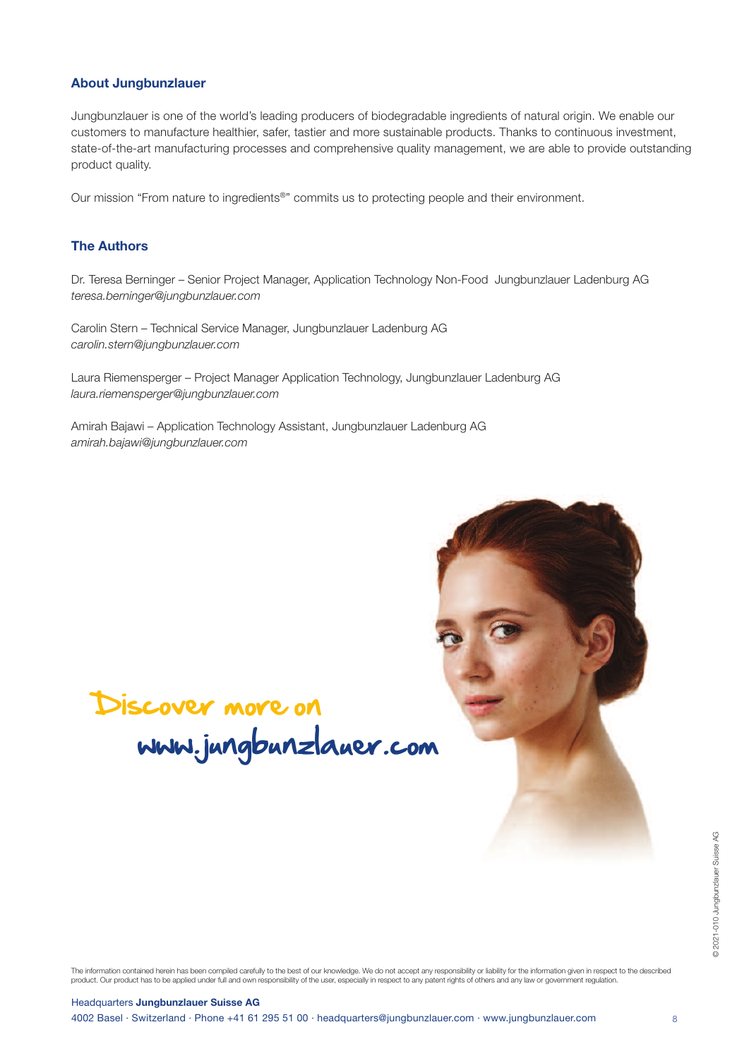## About Jungbunzlauer

Jungbunzlauer is one of the world's leading producers of biodegradable ingredients of natural origin. We enable our customers to manufacture healthier, safer, tastier and more sustainable products. Thanks to continuous investment, state-of-the-art manufacturing processes and comprehensive quality management, we are able to provide outstanding product quality.

Our mission "From nature to ingredients®" commits us to protecting people and their environment.

## The Authors

Dr. Teresa Berninger – Senior Project Manager, Application Technology Non-Food Jungbunzlauer Ladenburg AG
*teresa.berninger@jungbunzlauer.com*

Carolin Stern – Technical Service Manager, Jungbunzlauer Ladenburg AG
*carolin.stern@jungbunzlauer.com*

Laura Riemensperger – Project Manager Application Technology, Jungbunzlauer Ladenburg AG
*laura.riemensperger@jungbunzlauer.com*

Amirah Bajawi – Application Technology Assistant, Jungbunzlauer Ladenburg AG
*amirah.bajawi@jungbunzlauer.com*

Discover more on
www.jungbunzlauer.com

© 2021-010 Jungbunzlauer Suisse AG

The information contained herein has been compiled carefully to the best of our knowledge. We do not accept any responsibility or liability for the information given in respect to the described product. Our product has to be applied under full and own responsibility of the user, especially in respect to any patent rights of others and any law or government regulation.

Headquarters **Jungbunzlauer Suisse AG**
4002 Basel · Switzerland · Phone +41 61 295 51 00 · headquarters@jungbunzlauer.com · www.jungbunzlauer.com